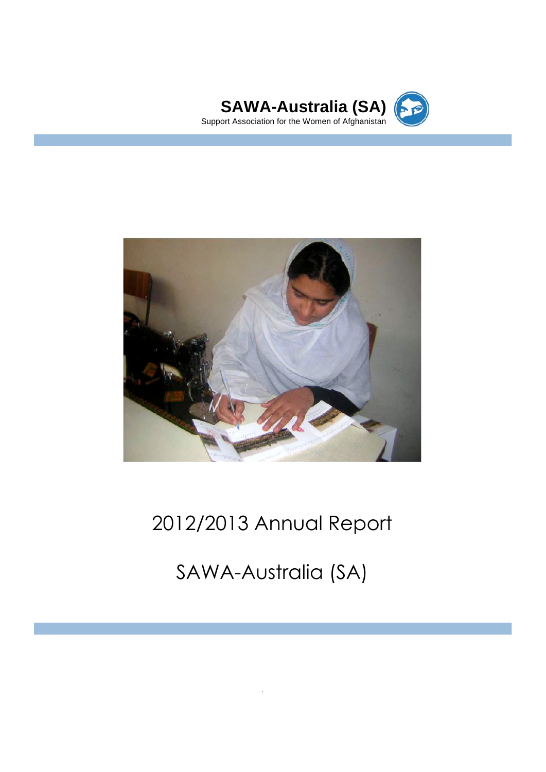**SAWA-Australia (SA)**

Support Association for the Women of Afghanistan

# 2012/2013 Annual Report

# SAWA-Australia (SA)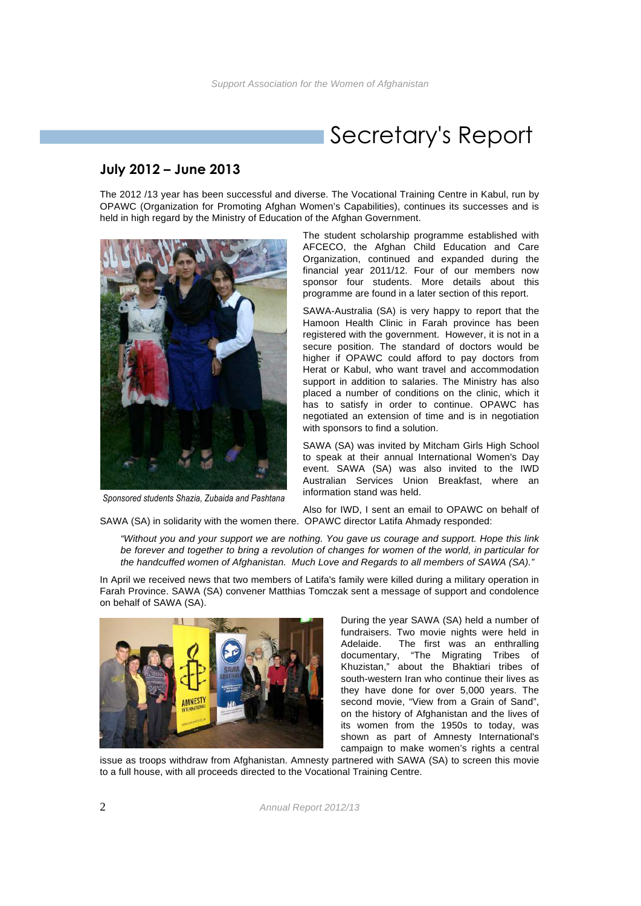# Secretary's Report

## July 2012 – June 2013

The 2012 /13 year has been successful and diverse. The Vocational Training Centre in Kabul, run by OPAWC (Organization for Promoting Afghan Women's Capabilities), continues its successes and is held in high regard by the Ministry of Education of the Afghan Government.

*Sponsored students Shazia, Zubaida and Pashtana*

The student scholarship programme established with AFCECO, the Afghan Child Education and Care Organization, continued and expanded during the financial year 2011/12. Four of our members now sponsor four students. More details about this programme are found in a later section of this report.

SAWA-Australia (SA) is very happy to report that the Hamoon Health Clinic in Farah province has been registered with the government. However, it is not in a secure position. The standard of doctors would be higher if OPAWC could afford to pay doctors from Herat or Kabul, who want travel and accommodation support in addition to salaries. The Ministry has also placed a number of conditions on the clinic, which it has to satisfy in order to continue. OPAWC has negotiated an extension of time and is in negotiation with sponsors to find a solution.

SAWA (SA) was invited by Mitcham Girls High School to speak at their annual International Women's Day event. SAWA (SA) was also invited to the IWD Australian Services Union Breakfast, where an information stand was held.

Also for IWD, I sent an email to OPAWC on behalf of SAWA (SA) in solidarity with the women there. OPAWC director Latifa Ahmady responded:

> *"Without you and your support we are nothing. You gave us courage and support. Hope this link be forever and together to bring a revolution of changes for women of the world, in particular for the handcuffed women of Afghanistan. Much Love and Regards to all members of SAWA (SA)."*

In April we received news that two members of Latifa's family were killed during a military operation in Farah Province. SAWA (SA) convener Matthias Tomczak sent a message of support and condolence on behalf of SAWA (SA).

During the year SAWA (SA) held a number of fundraisers. Two movie nights were held in Adelaide. The first was an enthralling documentary, "The Migrating Tribes of Khuzistan," about the Bhaktiari tribes of south-western Iran who continue their lives as they have done for over 5,000 years. The second movie, "View from a Grain of Sand", on the history of Afghanistan and the lives of its women from the 1950s to today, was shown as part of Amnesty International's campaign to make women's rights a central issue as troops withdraw from Afghanistan. Amnesty partnered with SAWA (SA) to screen this movie to a full house, with all proceeds directed to the Vocational Training Centre.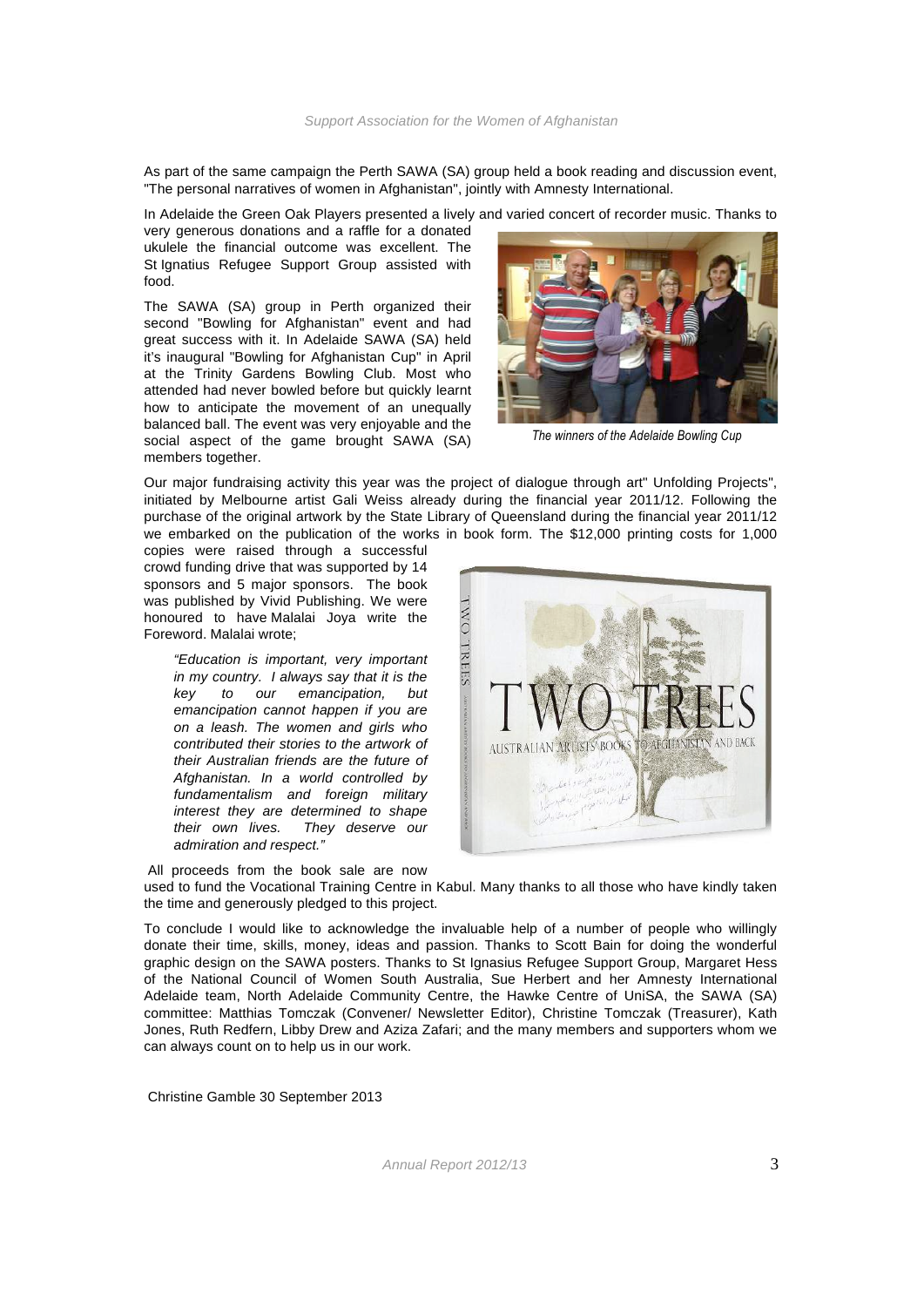As part of the same campaign the Perth SAWA (SA) group held a book reading and discussion event, "The personal narratives of women in Afghanistan", jointly with Amnesty International.

In Adelaide the Green Oak Players presented a lively and varied concert of recorder music. Thanks to very generous donations and a raffle for a donated ukulele the financial outcome was excellent. The St Ignatius Refugee Support Group assisted with food.

The SAWA (SA) group in Perth organized their second "Bowling for Afghanistan" event and had great success with it. In Adelaide SAWA (SA) held it's inaugural "Bowling for Afghanistan Cup" in April at the Trinity Gardens Bowling Club. Most who attended had never bowled before but quickly learnt how to anticipate the movement of an unequally balanced ball. The event was very enjoyable and the social aspect of the game brought SAWA (SA) members together.

*The winners of the Adelaide Bowling Cup*

Our major fundraising activity this year was the project of dialogue through art" Unfolding Projects", initiated by Melbourne artist Gali Weiss already during the financial year 2011/12. Following the purchase of the original artwork by the State Library of Queensland during the financial year 2011/12 we embarked on the publication of the works in book form. The $12,000 printing costs for 1,000 copies were raised through a successful crowd funding drive that was supported by 14 sponsors and 5 major sponsors. The book was published by Vivid Publishing. We were honoured to have Malalai Joya write the Foreword. Malalai wrote;

> *"Education is important, very important in my country. I always say that it is the key to our emancipation, but emancipation cannot happen if you are on a leash. The women and girls who contributed their stories to the artwork of their Australian friends are the future of Afghanistan. In a world controlled by fundamentalism and foreign military interest they are determined to shape their own lives. They deserve our admiration and respect."*

All proceeds from the book sale are now used to fund the Vocational Training Centre in Kabul. Many thanks to all those who have kindly taken the time and generously pledged to this project.

To conclude I would like to acknowledge the invaluable help of a number of people who willingly donate their time, skills, money, ideas and passion. Thanks to Scott Bain for doing the wonderful graphic design on the SAWA posters. Thanks to St Ignasius Refugee Support Group, Margaret Hess of the National Council of Women South Australia, Sue Herbert and her Amnesty International Adelaide team, North Adelaide Community Centre, the Hawke Centre of UniSA, the SAWA (SA) committee: Matthias Tomczak (Convener/ Newsletter Editor), Christine Tomczak (Treasurer), Kath Jones, Ruth Redfern, Libby Drew and Aziza Zafari; and the many members and supporters whom we can always count on to help us in our work.

Christine Gamble 30 September 2013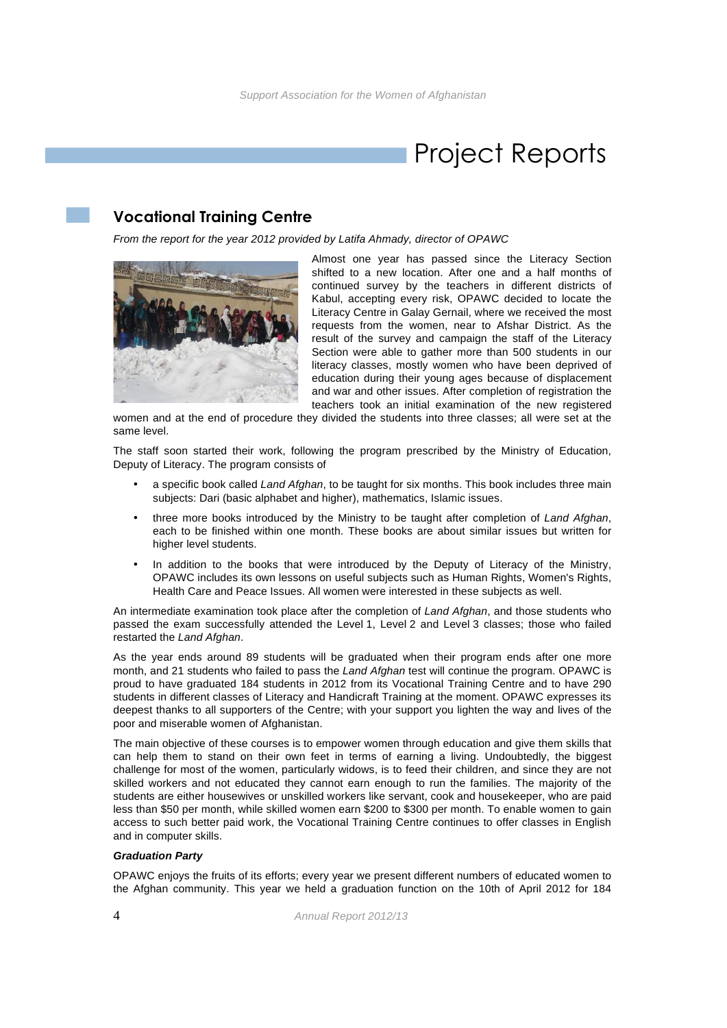# Project Reports

## Vocational Training Centre

*From the report for the year 2012 provided by Latifa Ahmady, director of OPAWC*

Almost one year has passed since the Literacy Section shifted to a new location. After one and a half months of continued survey by the teachers in different districts of Kabul, accepting every risk, OPAWC decided to locate the Literacy Centre in Galay Gernail, where we received the most requests from the women, near to Afshar District. As the result of the survey and campaign the staff of the Literacy Section were able to gather more than 500 students in our literacy classes, mostly women who have been deprived of education during their young ages because of displacement and war and other issues. After completion of registration the teachers took an initial examination of the new registered women and at the end of procedure they divided the students into three classes; all were set at the same level.

The staff soon started their work, following the program prescribed by the Ministry of Education, Deputy of Literacy. The program consists of

- a specific book called *Land Afghan*, to be taught for six months. This book includes three main subjects: Dari (basic alphabet and higher), mathematics, Islamic issues.
- three more books introduced by the Ministry to be taught after completion of *Land Afghan*, each to be finished within one month. These books are about similar issues but written for higher level students.
- In addition to the books that were introduced by the Deputy of Literacy of the Ministry, OPAWC includes its own lessons on useful subjects such as Human Rights, Women's Rights, Health Care and Peace Issues. All women were interested in these subjects as well.

An intermediate examination took place after the completion of *Land Afghan*, and those students who passed the exam successfully attended the Level 1, Level 2 and Level 3 classes; those who failed restarted the *Land Afghan*.

As the year ends around 89 students will be graduated when their program ends after one more month, and 21 students who failed to pass the *Land Afghan* test will continue the program. OPAWC is proud to have graduated 184 students in 2012 from its Vocational Training Centre and to have 290 students in different classes of Literacy and Handicraft Training at the moment. OPAWC expresses its deepest thanks to all supporters of the Centre; with your support you lighten the way and lives of the poor and miserable women of Afghanistan.

The main objective of these courses is to empower women through education and give them skills that can help them to stand on their own feet in terms of earning a living. Undoubtedly, the biggest challenge for most of the women, particularly widows, is to feed their children, and since they are not skilled workers and not educated they cannot earn enough to run the families. The majority of the students are either housewives or unskilled workers like servant, cook and housekeeper, who are paid less than $50 per month, while skilled women earn $200 to $300 per month. To enable women to gain access to such better paid work, the Vocational Training Centre continues to offer classes in English and in computer skills.

### *Graduation Party*

OPAWC enjoys the fruits of its efforts; every year we present different numbers of educated women to the Afghan community. This year we held a graduation function on the 10th of April 2012 for 184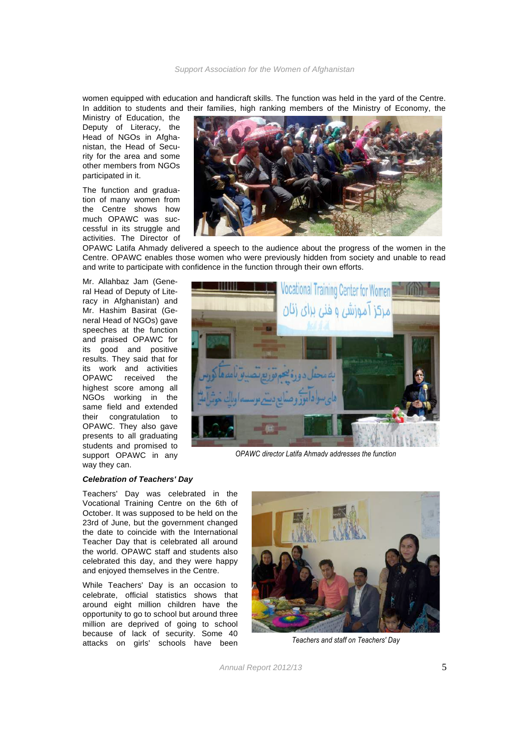women equipped with education and handicraft skills. The function was held in the yard of the Centre. In addition to students and their families, high ranking members of the Ministry of Economy, the Ministry of Education, the Deputy of Literacy, the Head of NGOs in Afghanistan, the Head of Security for the area and some other members from NGOs participated in it.

The function and graduation of many women from the Centre shows how much OPAWC was successful in its struggle and activities. The Director of OPAWC Latifa Ahmady delivered a speech to the audience about the progress of the women in the Centre. OPAWC enables those women who were previously hidden from society and unable to read and write to participate with confidence in the function through their own efforts.

Mr. Allahbaz Jam (General Head of Deputy of Literacy in Afghanistan) and Mr. Hashim Basirat (General Head of NGOs) gave speeches at the function and praised OPAWC for its good and positive results. They said that for its work and activities OPAWC received the highest score among all NGOs working in the same field and extended their congratulation to OPAWC. They also gave presents to all graduating students and promised to support OPAWC in any way they can.

*OPAWC director Latifa Ahmady addresses the function*

***Celebration of Teachers' Day***

Teachers' Day was celebrated in the Vocational Training Centre on the 6th of October. It was supposed to be held on the 23rd of June, but the government changed the date to coincide with the International Teacher Day that is celebrated all around the world. OPAWC staff and students also celebrated this day, and they were happy and enjoyed themselves in the Centre.

While Teachers' Day is an occasion to celebrate, official statistics shows that around eight million children have the opportunity to go to school but around three million are deprived of going to school because of lack of security. Some 40 attacks on girls' schools have been

*Teachers and staff on Teachers' Day*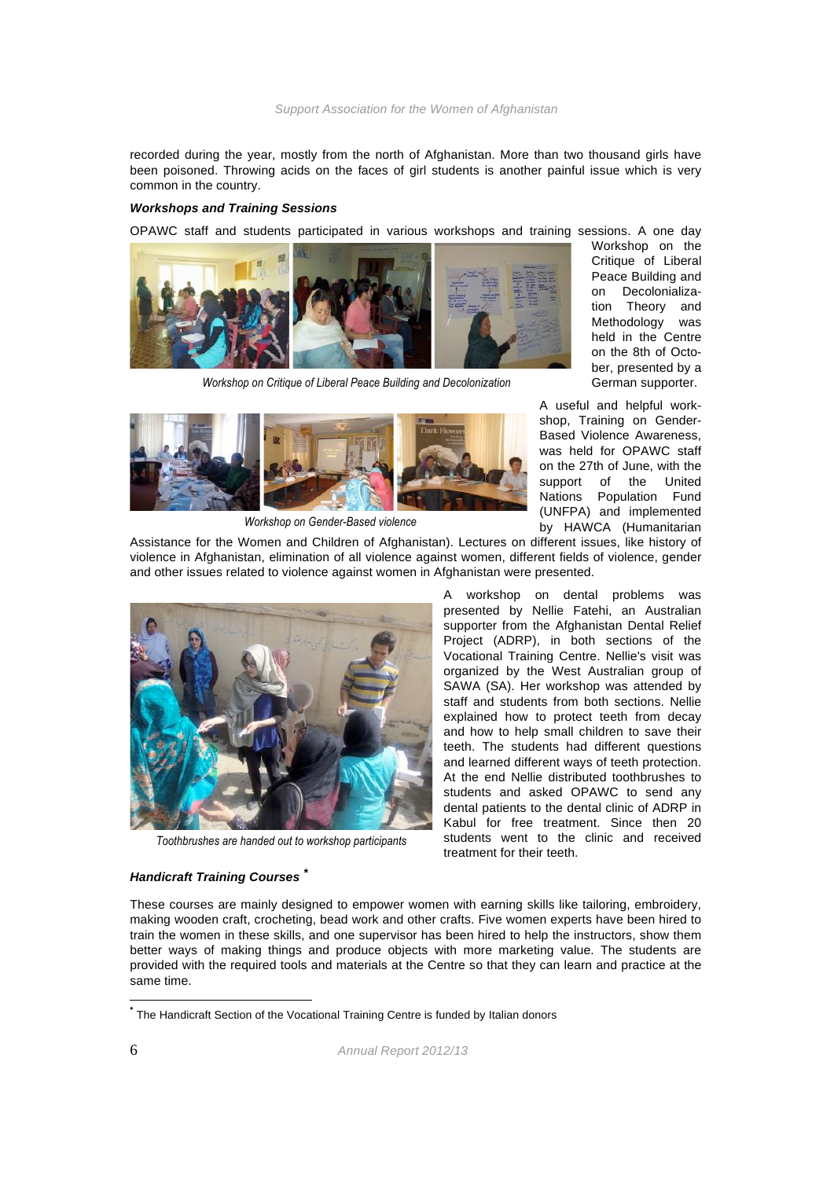recorded during the year, mostly from the north of Afghanistan. More than two thousand girls have been poisoned. Throwing acids on the faces of girl students is another painful issue which is very common in the country.

***Workshops and Training Sessions***

OPAWC staff and students participated in various workshops and training sessions. A one day Workshop on the Critique of Liberal Peace Building and on Decolonialization Theory and Methodology was held in the Centre on the 8th of October, presented by a German supporter.

*Workshop on Critique of Liberal Peace Building and Decolonization*

A useful and helpful workshop, Training on Gender-Based Violence Awareness, was held for OPAWC staff on the 27th of June, with the support of the United Nations Population Fund (UNFPA) and implemented by HAWCA (Humanitarian Assistance for the Women and Children of Afghanistan). Lectures on different issues, like history of violence in Afghanistan, elimination of all violence against women, different fields of violence, gender and other issues related to violence against women in Afghanistan were presented.

*Workshop on Gender-Based violence*

A workshop on dental problems was presented by Nellie Fatehi, an Australian supporter from the Afghanistan Dental Relief Project (ADRP), in both sections of the Vocational Training Centre. Nellie's visit was organized by the West Australian group of SAWA (SA). Her workshop was attended by staff and students from both sections. Nellie explained how to protect teeth from decay and how to help small children to save their teeth. The students had different questions and learned different ways of teeth protection. At the end Nellie distributed toothbrushes to students and asked OPAWC to send any dental patients to the dental clinic of ADRP in Kabul for free treatment. Since then 20 students went to the clinic and received treatment for their teeth.

*Toothbrushes are handed out to workshop participants*

***Handicraft Training Courses*** *

These courses are mainly designed to empower women with earning skills like tailoring, embroidery, making wooden craft, crocheting, bead work and other crafts. Five women experts have been hired to train the women in these skills, and one supervisor has been hired to help the instructors, show them better ways of making things and produce objects with more marketing value. The students are provided with the required tools and materials at the Centre so that they can learn and practice at the same time.

* The Handicraft Section of the Vocational Training Centre is funded by Italian donors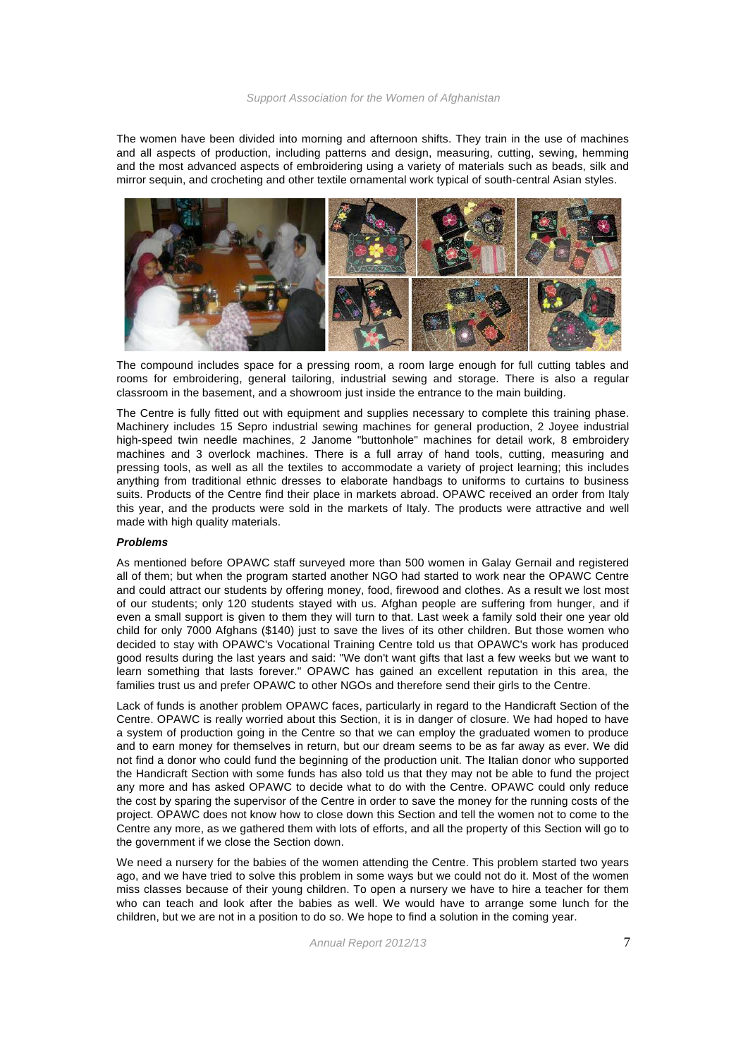The women have been divided into morning and afternoon shifts. They train in the use of machines and all aspects of production, including patterns and design, measuring, cutting, sewing, hemming and the most advanced aspects of embroidering using a variety of materials such as beads, silk and mirror sequin, and crocheting and other textile ornamental work typical of south-central Asian styles.

The compound includes space for a pressing room, a room large enough for full cutting tables and rooms for embroidering, general tailoring, industrial sewing and storage. There is also a regular classroom in the basement, and a showroom just inside the entrance to the main building.

The Centre is fully fitted out with equipment and supplies necessary to complete this training phase. Machinery includes 15 Sepro industrial sewing machines for general production, 2 Joyee industrial high-speed twin needle machines, 2 Janome "buttonhole" machines for detail work, 8 embroidery machines and 3 overlock machines. There is a full array of hand tools, cutting, measuring and pressing tools, as well as all the textiles to accommodate a variety of project learning; this includes anything from traditional ethnic dresses to elaborate handbags to uniforms to curtains to business suits. Products of the Centre find their place in markets abroad. OPAWC received an order from Italy this year, and the products were sold in the markets of Italy. The products were attractive and well made with high quality materials.

***Problems***

As mentioned before OPAWC staff surveyed more than 500 women in Galay Gernail and registered all of them; but when the program started another NGO had started to work near the OPAWC Centre and could attract our students by offering money, food, firewood and clothes. As a result we lost most of our students; only 120 students stayed with us. Afghan people are suffering from hunger, and if even a small support is given to them they will turn to that. Last week a family sold their one year old child for only 7000 Afghans ($140) just to save the lives of its other children. But those women who decided to stay with OPAWC's Vocational Training Centre told us that OPAWC's work has produced good results during the last years and said: "We don't want gifts that last a few weeks but we want to learn something that lasts forever." OPAWC has gained an excellent reputation in this area, the families trust us and prefer OPAWC to other NGOs and therefore send their girls to the Centre.

Lack of funds is another problem OPAWC faces, particularly in regard to the Handicraft Section of the Centre. OPAWC is really worried about this Section, it is in danger of closure. We had hoped to have a system of production going in the Centre so that we can employ the graduated women to produce and to earn money for themselves in return, but our dream seems to be as far away as ever. We did not find a donor who could fund the beginning of the production unit. The Italian donor who supported the Handicraft Section with some funds has also told us that they may not be able to fund the project any more and has asked OPAWC to decide what to do with the Centre. OPAWC could only reduce the cost by sparing the supervisor of the Centre in order to save the money for the running costs of the project. OPAWC does not know how to close down this Section and tell the women not to come to the Centre any more, as we gathered them with lots of efforts, and all the property of this Section will go to the government if we close the Section down.

We need a nursery for the babies of the women attending the Centre. This problem started two years ago, and we have tried to solve this problem in some ways but we could not do it. Most of the women miss classes because of their young children. To open a nursery we have to hire a teacher for them who can teach and look after the babies as well. We would have to arrange some lunch for the children, but we are not in a position to do so. We hope to find a solution in the coming year.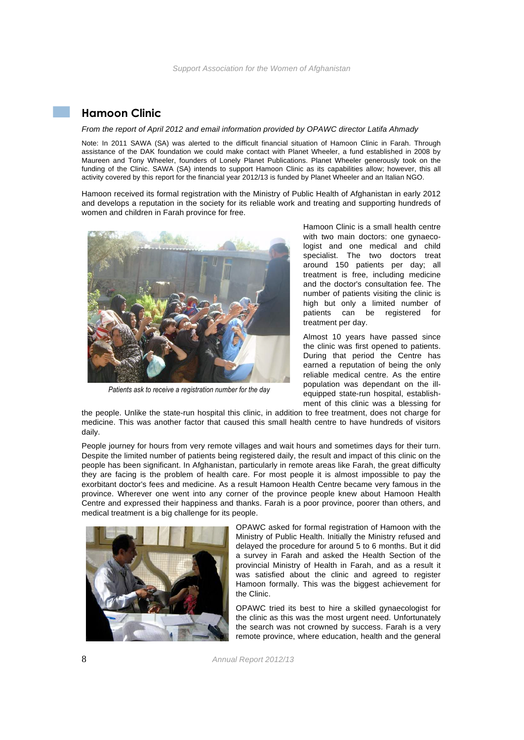## Hamoon Clinic

*From the report of April 2012 and email information provided by OPAWC director Latifa Ahmady*

Note: In 2011 SAWA (SA) was alerted to the difficult financial situation of Hamoon Clinic in Farah. Through assistance of the DAK foundation we could make contact with Planet Wheeler, a fund established in 2008 by Maureen and Tony Wheeler, founders of Lonely Planet Publications. Planet Wheeler generously took on the funding of the Clinic. SAWA (SA) intends to support Hamoon Clinic as its capabilities allow; however, this all activity covered by this report for the financial year 2012/13 is funded by Planet Wheeler and an Italian NGO.

Hamoon received its formal registration with the Ministry of Public Health of Afghanistan in early 2012 and develops a reputation in the society for its reliable work and treating and supporting hundreds of women and children in Farah province for free.

*Patients ask to receive a registration number for the day*

Hamoon Clinic is a small health centre with two main doctors: one gynaecologist and one medical and child specialist. The two doctors treat around 150 patients per day; all treatment is free, including medicine and the doctor's consultation fee. The number of patients visiting the clinic is high but only a limited number of patients can be registered for treatment per day.

Almost 10 years have passed since the clinic was first opened to patients. During that period the Centre has earned a reputation of being the only reliable medical centre. As the entire population was dependant on the ill-equipped state-run hospital, establishment of this clinic was a blessing for the people. Unlike the state-run hospital this clinic, in addition to free treatment, does not charge for medicine. This was another factor that caused this small health centre to have hundreds of visitors daily.

People journey for hours from very remote villages and wait hours and sometimes days for their turn. Despite the limited number of patients being registered daily, the result and impact of this clinic on the people has been significant. In Afghanistan, particularly in remote areas like Farah, the great difficulty they are facing is the problem of health care. For most people it is almost impossible to pay the exorbitant doctor's fees and medicine. As a result Hamoon Health Centre became very famous in the province. Wherever one went into any corner of the province people knew about Hamoon Health Centre and expressed their happiness and thanks. Farah is a poor province, poorer than others, and medical treatment is a big challenge for its people.

OPAWC asked for formal registration of Hamoon with the Ministry of Public Health. Initially the Ministry refused and delayed the procedure for around 5 to 6 months. But it did a survey in Farah and asked the Health Section of the provincial Ministry of Health in Farah, and as a result it was satisfied about the clinic and agreed to register Hamoon formally. This was the biggest achievement for the Clinic.

OPAWC tried its best to hire a skilled gynaecologist for the clinic as this was the most urgent need. Unfortunately the search was not crowned by success. Farah is a very remote province, where education, health and the general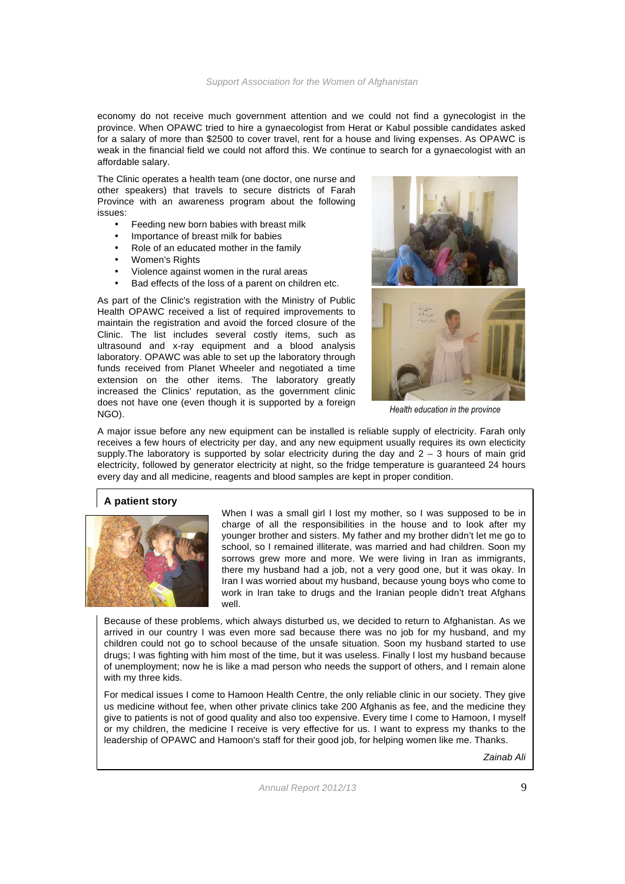economy do not receive much government attention and we could not find a gynecologist in the province. When OPAWC tried to hire a gynaecologist from Herat or Kabul possible candidates asked for a salary of more than $2500 to cover travel, rent for a house and living expenses. As OPAWC is weak in the financial field we could not afford this. We continue to search for a gynaecologist with an affordable salary.

The Clinic operates a health team (one doctor, one nurse and other speakers) that travels to secure districts of Farah Province with an awareness program about the following issues:

- Feeding new born babies with breast milk
- Importance of breast milk for babies
- Role of an educated mother in the family
- Women's Rights
- Violence against women in the rural areas
- Bad effects of the loss of a parent on children etc.

As part of the Clinic's registration with the Ministry of Public Health OPAWC received a list of required improvements to maintain the registration and avoid the forced closure of the Clinic. The list includes several costly items, such as ultrasound and x-ray equipment and a blood analysis laboratory. OPAWC was able to set up the laboratory through funds received from Planet Wheeler and negotiated a time extension on the other items. The laboratory greatly increased the Clinics' reputation, as the government clinic does not have one (even though it is supported by a foreign NGO).

*Health education in the province*

A major issue before any new equipment can be installed is reliable supply of electricity. Farah only receives a few hours of electricity per day, and any new equipment usually requires its own electicity supply.The laboratory is supported by solar electricity during the day and 2 – 3 hours of main grid electricity, followed by generator electricity at night, so the fridge temperature is guaranteed 24 hours every day and all medicine, reagents and blood samples are kept in proper condition.

**A patient story**

When I was a small girl I lost my mother, so I was supposed to be in charge of all the responsibilities in the house and to look after my younger brother and sisters. My father and my brother didn't let me go to school, so I remained illiterate, was married and had children. Soon my sorrows grew more and more. We were living in Iran as immigrants, there my husband had a job, not a very good one, but it was okay. In Iran I was worried about my husband, because young boys who come to work in Iran take to drugs and the Iranian people didn't treat Afghans well.

Because of these problems, which always disturbed us, we decided to return to Afghanistan. As we arrived in our country I was even more sad because there was no job for my husband, and my children could not go to school because of the unsafe situation. Soon my husband started to use drugs; I was fighting with him most of the time, but it was useless. Finally I lost my husband because of unemployment; now he is like a mad person who needs the support of others, and I remain alone with my three kids.

For medical issues I come to Hamoon Health Centre, the only reliable clinic in our society. They give us medicine without fee, when other private clinics take 200 Afghanis as fee, and the medicine they give to patients is not of good quality and also too expensive. Every time I come to Hamoon, I myself or my children, the medicine I receive is very effective for us. I want to express my thanks to the leadership of OPAWC and Hamoon's staff for their good job, for helping women like me. Thanks.

*Zainab Ali*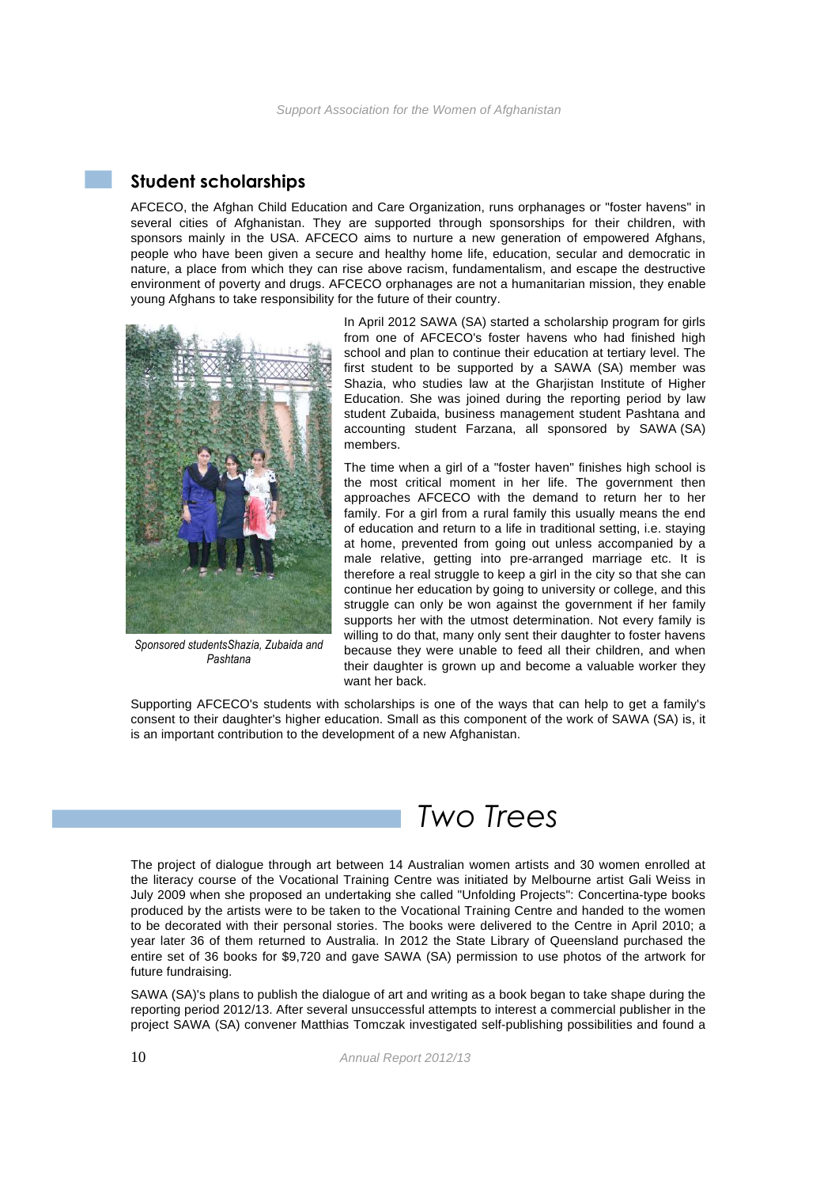## Student scholarships

AFCECO, the Afghan Child Education and Care Organization, runs orphanages or "foster havens" in several cities of Afghanistan. They are supported through sponsorships for their children, with sponsors mainly in the USA. AFCECO aims to nurture a new generation of empowered Afghans, people who have been given a secure and healthy home life, education, secular and democratic in nature, a place from which they can rise above racism, fundamentalism, and escape the destructive environment of poverty and drugs. AFCECO orphanages are not a humanitarian mission, they enable young Afghans to take responsibility for the future of their country.

*Sponsored studentsShazia, Zubaida and Pashtana*

In April 2012 SAWA (SA) started a scholarship program for girls from one of AFCECO's foster havens who had finished high school and plan to continue their education at tertiary level. The first student to be supported by a SAWA (SA) member was Shazia, who studies law at the Gharjistan Institute of Higher Education. She was joined during the reporting period by law student Zubaida, business management student Pashtana and accounting student Farzana, all sponsored by SAWA (SA) members.

The time when a girl of a "foster haven" finishes high school is the most critical moment in her life. The government then approaches AFCECO with the demand to return her to her family. For a girl from a rural family this usually means the end of education and return to a life in traditional setting, i.e. staying at home, prevented from going out unless accompanied by a male relative, getting into pre-arranged marriage etc. It is therefore a real struggle to keep a girl in the city so that she can continue her education by going to university or college, and this struggle can only be won against the government if her family supports her with the utmost determination. Not every family is willing to do that, many only sent their daughter to foster havens because they were unable to feed all their children, and when their daughter is grown up and become a valuable worker they want her back.

Supporting AFCECO's students with scholarships is one of the ways that can help to get a family's consent to their daughter's higher education. Small as this component of the work of SAWA (SA) is, it is an important contribution to the development of a new Afghanistan.

# *Two Trees*

The project of dialogue through art between 14 Australian women artists and 30 women enrolled at the literacy course of the Vocational Training Centre was initiated by Melbourne artist Gali Weiss in July 2009 when she proposed an undertaking she called "Unfolding Projects": Concertina-type books produced by the artists were to be taken to the Vocational Training Centre and handed to the women to be decorated with their personal stories. The books were delivered to the Centre in April 2010; a year later 36 of them returned to Australia. In 2012 the State Library of Queensland purchased the entire set of 36 books for $9,720 and gave SAWA (SA) permission to use photos of the artwork for future fundraising.

SAWA (SA)'s plans to publish the dialogue of art and writing as a book began to take shape during the reporting period 2012/13. After several unsuccessful attempts to interest a commercial publisher in the project SAWA (SA) convener Matthias Tomczak investigated self-publishing possibilities and found a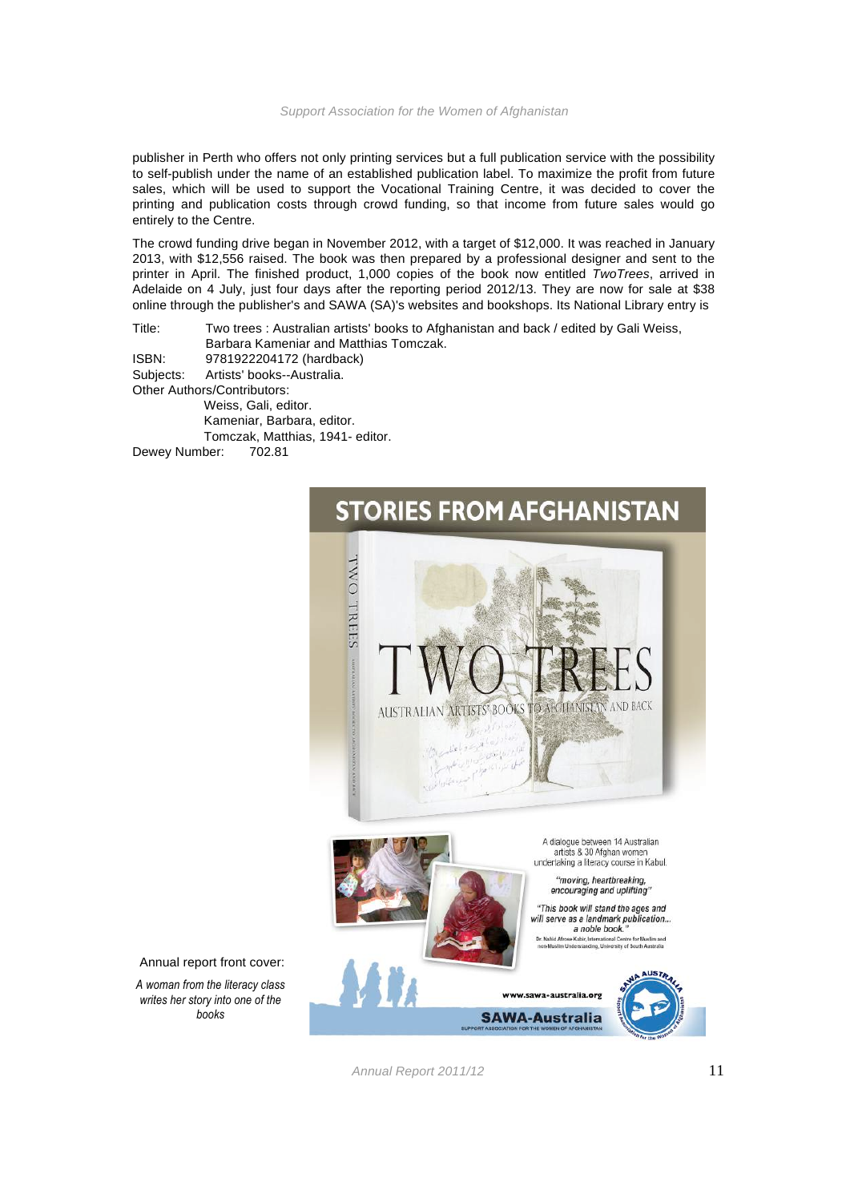publisher in Perth who offers not only printing services but a full publication service with the possibility to self-publish under the name of an established publication label. To maximize the profit from future sales, which will be used to support the Vocational Training Centre, it was decided to cover the printing and publication costs through crowd funding, so that income from future sales would go entirely to the Centre.

The crowd funding drive began in November 2012, with a target of $12,000. It was reached in January 2013, with $12,556 raised. The book was then prepared by a professional designer and sent to the printer in April. The finished product, 1,000 copies of the book now entitled *TwoTrees*, arrived in Adelaide on 4 July, just four days after the reporting period 2012/13. They are now for sale at $38 online through the publisher's and SAWA (SA)'s websites and bookshops. Its National Library entry is

Title: Two trees : Australian artists' books to Afghanistan and back / edited by Gali Weiss, Barbara Kameniar and Matthias Tomczak.
ISBN: 9781922204172 (hardback)
Subjects: Artists' books--Australia.
Other Authors/Contributors:
Weiss, Gali, editor.
Kameniar, Barbara, editor.
Tomczak, Matthias, 1941- editor.
Dewey Number: 702.81

STORIES FROM AFGHANISTAN

TWO TREES

AUSTRALIAN ARTISTS' BOOKS TO AFGHANISTAN AND BACK

A dialogue between 14 Australian artists & 30 Afghan women undertaking a literacy course in Kabul.

*"moving, heartbreaking, encouraging and uplifting"*

*"This book will stand the ages and will serve as a landmark publication... a noble book."*

Dr. Nahid Afrose Kabir, International Centre for Muslim and non-Muslim Understanding, University of South Australia

www.sawa-australia.org

SAWA-Australia

SUPPORT ASSOCIATION FOR THE WOMEN OF AFGHANISTAN

Annual report front cover:

*A woman from the literacy class writes her story into one of the books*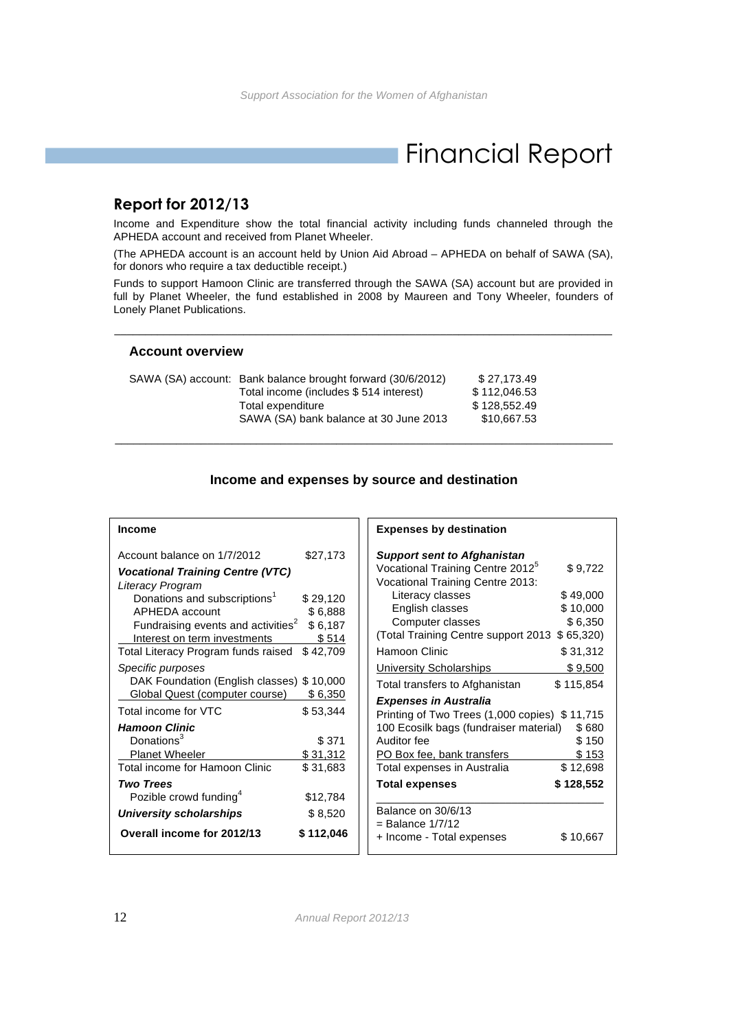# Financial Report

## Report for 2012/13

Income and Expenditure show the total financial activity including funds channeled through the APHEDA account and received from Planet Wheeler.

(The APHEDA account is an account held by Union Aid Abroad – APHEDA on behalf of SAWA (SA), for donors who require a tax deductible receipt.)

Funds to support Hamoon Clinic are transferred through the SAWA (SA) account but are provided in full by Planet Wheeler, the fund established in 2008 by Maureen and Tony Wheeler, founders of Lonely Planet Publications.

---

### Account overview

| | | |
|---|---|---|
| SAWA (SA) account: | Bank balance brought forward (30/6/2012) | $ 27,173.49 |
| | Total income (includes $ 514 interest) | $ 112,046.53 |
| | Total expenditure | $ 128,552.49 |
| | SAWA (SA) bank balance at 30 June 2013 | $10,667.53 |

---

### Income and expenses by source and destination

| **Income** | |
|---|---|
| Account balance on 1/7/2012 | $27,173 |
| ***Vocational Training Centre (VTC)*** | |
| *Literacy Program* | |
| Donations and subscriptions[1] | $ 29,120 |
| APHEDA account | $ 6,888 |
| Fundraising events and activities[2] | $ 6,187 |
| Interest on term investments | $ 514 |
| Total Literacy Program funds raised | $ 42,709 |
| *Specific purposes* | |
| DAK Foundation (English classes) | $ 10,000 |
| Global Quest (computer course) | $ 6,350 |
| Total income for VTC | $ 53,344 |
| ***Hamoon Clinic*** | |
| Donations[3] | $ 371 |
| Planet Wheeler | $ 31,312 |
| Total income for Hamoon Clinic | $ 31,683 |
| ***Two Trees*** | |
| Pozible crowd funding[4] | $12,784 |
| ***University scholarships*** | $ 8,520 |
| **Overall income for 2012/13** | **$ 112,046** |

| **Expenses by destination** | |
|---|---|
| ***Support sent to Afghanistan*** | |
| Vocational Training Centre 2012[5] | $ 9,722 |
| Vocational Training Centre 2013: | |
| Literacy classes | $ 49,000 |
| English classes | $ 10,000 |
| Computer classes | $ 6,350 |
| (Total Training Centre support 2013 | $ 65,320) |
| Hamoon Clinic | $ 31,312 |
| University Scholarships | $ 9,500 |
| Total transfers to Afghanistan | $ 115,854 |
| ***Expenses in Australia*** | |
| Printing of Two Trees (1,000 copies) | $ 11,715 |
| 100 Ecosilk bags (fundraiser material) | $ 680 |
| Auditor fee | $ 150 |
| PO Box fee, bank transfers | $ 153 |
| Total expenses in Australia | $ 12,698 |
| **Total expenses** | **$ 128,552** |
| Balance on 30/6/13 = Balance 1/7/12 + Income - Total expenses | $ 10,667 |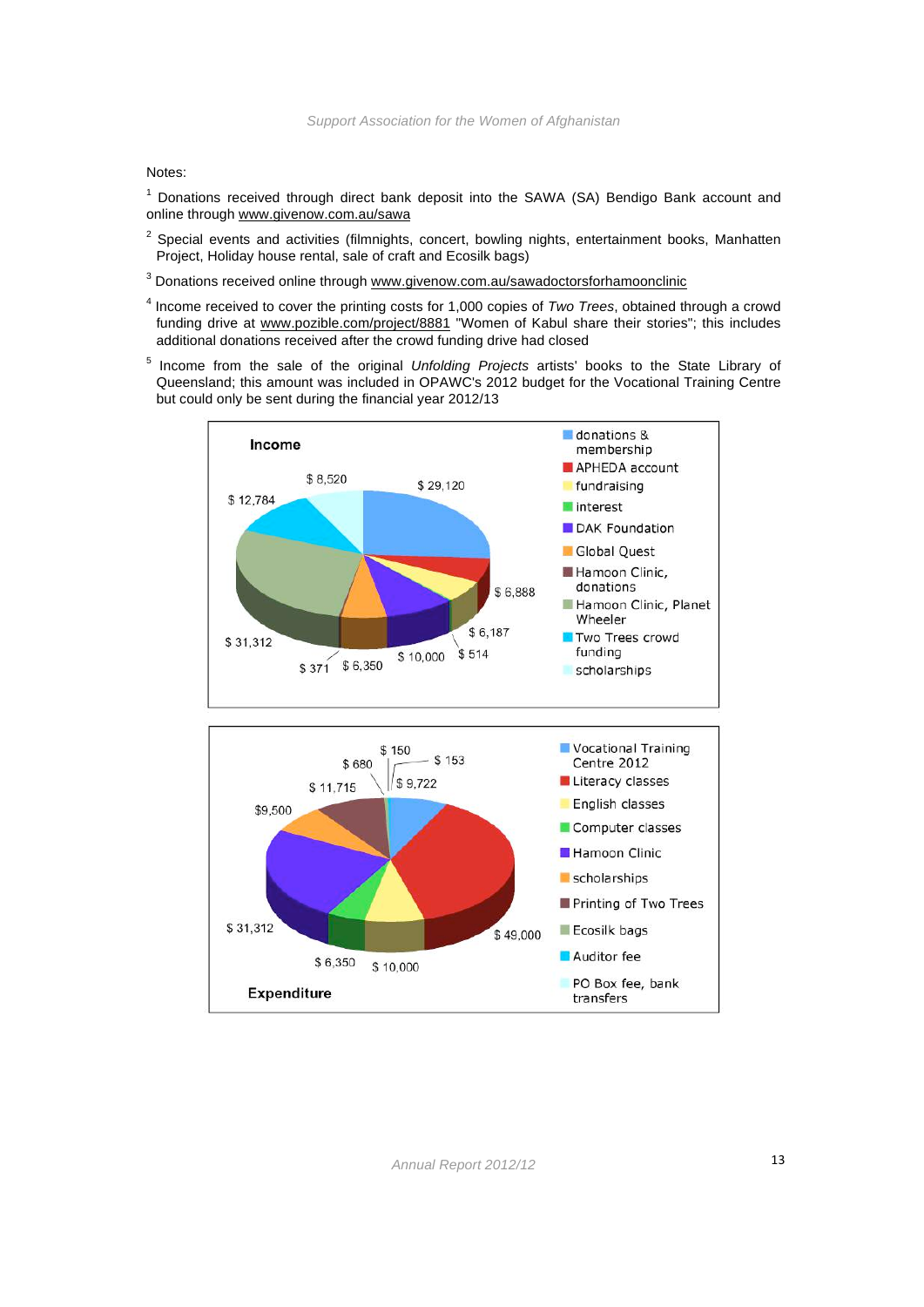Notes:

[1] Donations received through direct bank deposit into the SAWA (SA) Bendigo Bank account and online through www.givenow.com.au/sawa

[2] Special events and activities (filmnights, concert, bowling nights, entertainment books, Manhatten Project, Holiday house rental, sale of craft and Ecosilk bags)

[3] Donations received online through www.givenow.com.au/sawadoctorsforhamoonclinic

[4] Income received to cover the printing costs for 1,000 copies of *Two Trees*, obtained through a crowd funding drive at www.pozible.com/project/8881 "Women of Kabul share their stories"; this includes additional donations received after the crowd funding drive had closed

[5] Income from the sale of the original *Unfolding Projects* artists' books to the State Library of Queensland; this amount was included in OPAWC's 2012 budget for the Vocational Training Centre but could only be sent during the financial year 2012/13

**Income**

- donations & membership: $ 29,120
- APHEDA account: $ 6,888
- fundraising: $ 6,187
- interest: $ 514
- DAK Foundation: $ 10,000
- Global Quest: $ 6,350
- Hamoon Clinic, donations: $ 371
- Hamoon Clinic, Planet Wheeler: $ 31,312
- Two Trees crowd funding: $ 12,784
- scholarships: $ 8,520

**Expenditure**

- Vocational Training Centre 2012: $ 9,722
- Literacy classes: $ 49,000
- English classes: $ 10,000
- Computer classes: $ 6,350
- Hamoon Clinic: $ 31,312
- scholarships: $9,500
- Printing of Two Trees: $ 11,715
- Ecosilk bags: $ 680
- Auditor fee: $ 150
- PO Box fee, bank transfers: $ 153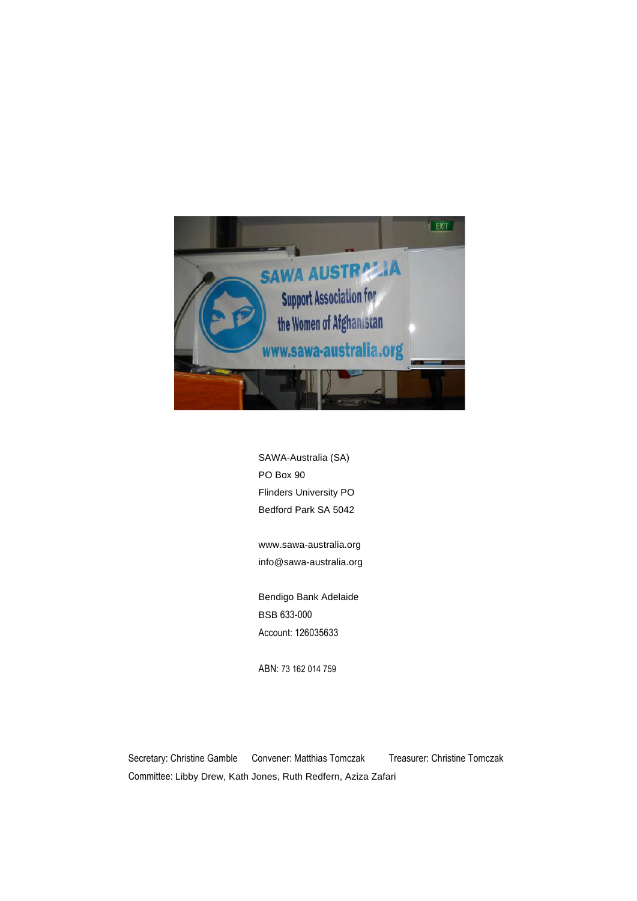SAWA-Australia (SA)
PO Box 90
Flinders University PO
Bedford Park SA 5042

www.sawa-australia.org
info@sawa-australia.org

Bendigo Bank Adelaide
BSB 633-000
Account: 126035633

ABN: 73 162 014 759

Secretary: Christine Gamble Convener: Matthias Tomczak Treasurer: Christine Tomczak
Committee: Libby Drew, Kath Jones, Ruth Redfern, Aziza Zafari